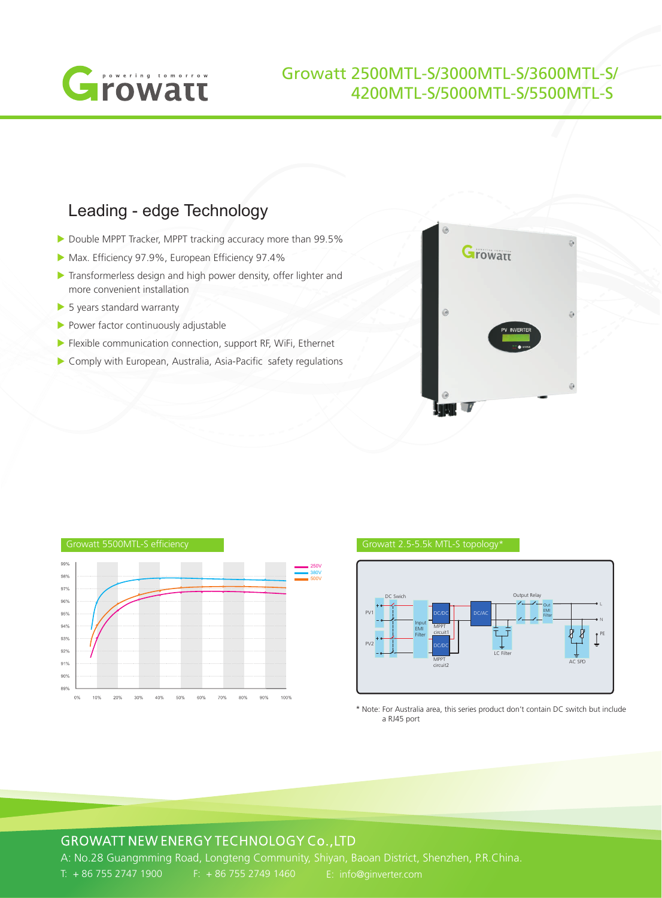# Growatt 2500MTL-S/3000MTL-S/3600MTL-S/4200MTL-S/5000MTL-S/5500MTL-S

## Leading - edge Technology

- Double MPPT Tracker, MPPT tracking accuracy more than 99.5%
- Max. Efficiency 97.9%, European Efficiency 97.4%
- Transformerless design and high power density, offer lighter and more convenient installation
- 5 years standard warranty
- Power factor continuously adjustable
- Flexible communication connection, support RF, WiFi, Ethernet
- Comply with European, Australia, Asia-Pacific safety regulations

### Growatt 5500MTL-S efficiency

### Growatt 2.5-5.5k MTL-S topology*

\* Note: For Australia area, this series product don't contain DC switch but include a RJ45 port

**GROWATT NEW ENERGY TECHNOLOGY Co.,LTD**

A: No.28 Guangmming Road, Longteng Community, Shiyan, Baoan District, Shenzhen, P.R.China.

T: + 86 755 2747 1900   F: + 86 755 2749 1460   E: info@ginverter.com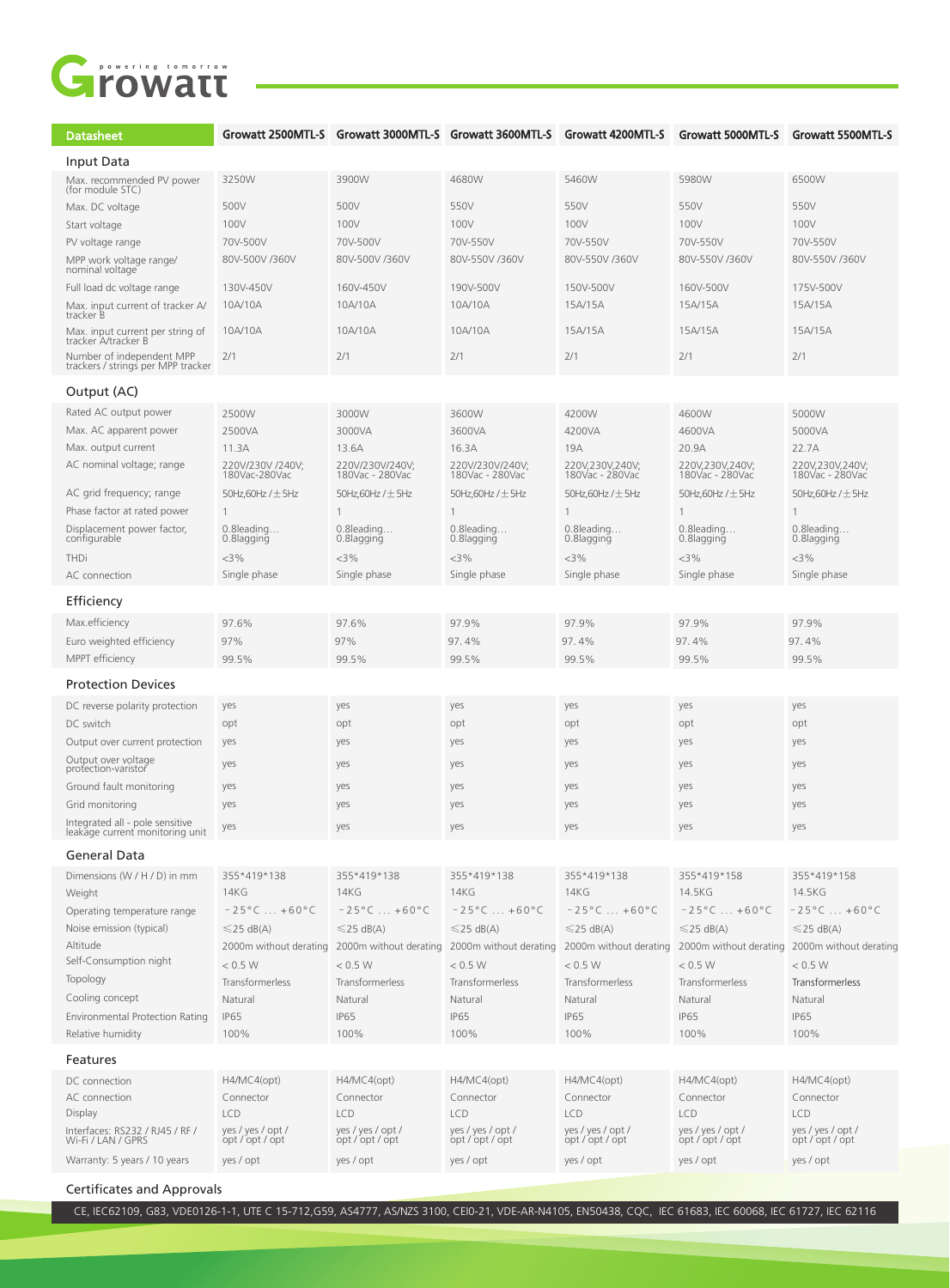| Datasheet | Growatt 2500MTL-S | Growatt 3000MTL-S | Growatt 3600MTL-S | Growatt 4200MTL-S | Growatt 5000MTL-S | Growatt 5500MTL-S |
|---|---|---|---|---|---|---|
| **Input Data** | | | | | | |
| Max. recommended PV power (for module STC) | 3250W | 3900W | 4680W | 5460W | 5980W | 6500W |
| Max. DC voltage | 500V | 500V | 550V | 550V | 550V | 550V |
| Start voltage | 100V | 100V | 100V | 100V | 100V | 100V |
| PV voltage range | 70V-500V | 70V-500V | 70V-550V | 70V-550V | 70V-550V | 70V-550V |
| MPP work voltage range/ nominal voltage | 80V-500V /360V | 80V-500V /360V | 80V-550V /360V | 80V-550V /360V | 80V-550V /360V | 80V-550V /360V |
| Full load dc voltage range | 130V-450V | 160V-450V | 190V-500V | 150V-500V | 160V-500V | 175V-500V |
| Max. input current of tracker A/ tracker B | 10A/10A | 10A/10A | 10A/10A | 15A/15A | 15A/15A | 15A/15A |
| Max. input current per string of tracker A/tracker B | 10A/10A | 10A/10A | 10A/10A | 15A/15A | 15A/15A | 15A/15A |
| Number of independent MPP trackers / strings per MPP tracker | 2/1 | 2/1 | 2/1 | 2/1 | 2/1 | 2/1 |
| **Output (AC)** | | | | | | |
| Rated AC output power | 2500W | 3000W | 3600W | 4200W | 4600W | 5000W |
| Max. AC apparent power | 2500VA | 3000VA | 3600VA | 4200VA | 4600VA | 5000VA |
| Max. output current | 11.3A | 13.6A | 16.3A | 19A | 20.9A | 22.7A |
| AC nominal voltage; range | 220V/230V /240V; 180Vac-280Vac | 220V/230V/240V; 180Vac - 280Vac | 220V/230V/240V; 180Vac - 280Vac | 220V,230V,240V; 180Vac - 280Vac | 220V,230V,240V; 180Vac - 280Vac | 220V,230V,240V; 180Vac - 280Vac |
| AC grid frequency; range | 50Hz,60Hz / ±5Hz | 50Hz,60Hz / ±5Hz | 50Hz,60Hz / ±5Hz | 50Hz,60Hz / ±5Hz | 50Hz,60Hz / ±5Hz | 50Hz,60Hz / ±5Hz |
| Phase factor at rated power | 1 | 1 | 1 | 1 | 1 | 1 |
| Displacement power factor, configurable | 0.8leading… 0.8lagging | 0.8leading… 0.8lagging | 0.8leading… 0.8lagging | 0.8leading… 0.8lagging | 0.8leading… 0.8lagging | 0.8leading… 0.8lagging |
| THDi | <3% | <3% | <3% | <3% | <3% | <3% |
| AC connection | Single phase | Single phase | Single phase | Single phase | Single phase | Single phase |
| **Efficiency** | | | | | | |
| Max.efficiency | 97.6% | 97.6% | 97.9% | 97.9% | 97.9% | 97.9% |
| Euro weighted efficiency | 97% | 97% | 97. 4% | 97. 4% | 97. 4% | 97. 4% |
| MPPT efficiency | 99.5% | 99.5% | 99.5% | 99.5% | 99.5% | 99.5% |
| **Protection Devices** | | | | | | |
| DC reverse polarity protection | yes | yes | yes | yes | yes | yes |
| DC switch | opt | opt | opt | opt | opt | opt |
| Output over current protection | yes | yes | yes | yes | yes | yes |
| Output over voltage protection-varistor | yes | yes | yes | yes | yes | yes |
| Ground fault monitoring | yes | yes | yes | yes | yes | yes |
| Grid monitoring | yes | yes | yes | yes | yes | yes |
| Integrated all - pole sensitive leakage current monitoring unit | yes | yes | yes | yes | yes | yes |
| **General Data** | | | | | | |
| Dimensions (W / H / D) in mm | 355*419*138 | 355*419*138 | 355*419*138 | 355*419*138 | 355*419*158 | 355*419*158 |
| Weight | 14KG | 14KG | 14KG | 14KG | 14.5KG | 14.5KG |
| Operating temperature range | −25°C … +60°C | −25°C … +60°C | −25°C … +60°C | −25°C … +60°C | −25°C … +60°C | −25°C … +60°C |
| Noise emission (typical) | ≤25 dB(A) | ≤25 dB(A) | ≤25 dB(A) | ≤25 dB(A) | ≤25 dB(A) | ≤25 dB(A) |
| Altitude | 2000m without derating | 2000m without derating | 2000m without derating | 2000m without derating | 2000m without derating | 2000m without derating |
| Self-Consumption night | < 0.5 W | < 0.5 W | < 0.5 W | < 0.5 W | < 0.5 W | < 0.5 W |
| Topology | Transformerless | Transformerless | Transformerless | Transformerless | Transformerless | Transformerless |
| Cooling concept | Natural | Natural | Natural | Natural | Natural | Natural |
| Environmental Protection Rating | IP65 | IP65 | IP65 | IP65 | IP65 | IP65 |
| Relative humidity | 100% | 100% | 100% | 100% | 100% | 100% |
| **Features** | | | | | | |
| DC connection | H4/MC4(opt) | H4/MC4(opt) | H4/MC4(opt) | H4/MC4(opt) | H4/MC4(opt) | H4/MC4(opt) |
| AC connection | Connector | Connector | Connector | Connector | Connector | Connector |
| Display | LCD | LCD | LCD | LCD | LCD | LCD |
| Interfaces: RS232 / RJ45 / RF / Wi-Fi / LAN / GPRS | yes / yes / opt / opt / opt / opt | yes / yes / opt / opt / opt / opt | yes / yes / opt / opt / opt / opt | yes / yes / opt / opt / opt / opt | yes / yes / opt / opt / opt / opt | yes / yes / opt / opt / opt / opt |
| Warranty: 5 years / 10 years | yes / opt | yes / opt | yes / opt | yes / opt | yes / opt | yes / opt |

## Certificates and Approvals

CE, IEC62109, G83, VDE0126-1-1, UTE C 15-712,G59, AS4777, AS/NZS 3100, CEI0-21, VDE-AR-N4105, EN50438, CQC, IEC 61683, IEC 60068, IEC 61727, IEC 62116